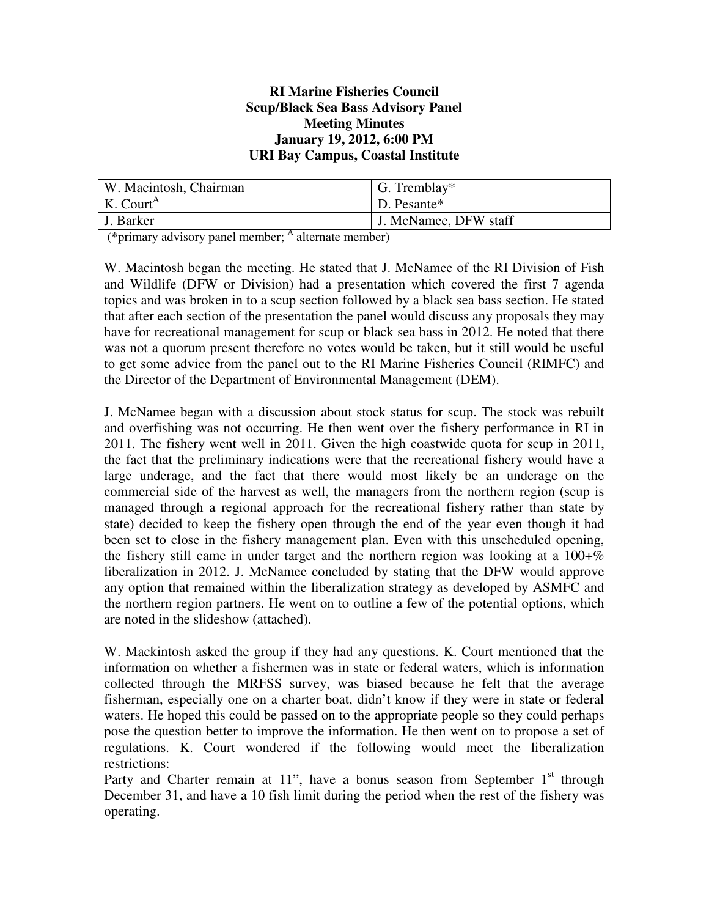**RI Marine Fisheries Council**
**Scup/Black Sea Bass Advisory Panel**
**Meeting Minutes**
**January 19, 2012, 6:00 PM**
**URI Bay Campus, Coastal Institute**

| W. Macintosh, Chairman | G. Tremblay* |
|---|---|
| K. Court[A] | D. Pesante* |
| J. Barker | J. McNamee, DFW staff |

(*primary advisory panel member; [A] alternate member)

W. Macintosh began the meeting. He stated that J. McNamee of the RI Division of Fish and Wildlife (DFW or Division) had a presentation which covered the first 7 agenda topics and was broken in to a scup section followed by a black sea bass section. He stated that after each section of the presentation the panel would discuss any proposals they may have for recreational management for scup or black sea bass in 2012. He noted that there was not a quorum present therefore no votes would be taken, but it still would be useful to get some advice from the panel out to the RI Marine Fisheries Council (RIMFC) and the Director of the Department of Environmental Management (DEM).

J. McNamee began with a discussion about stock status for scup. The stock was rebuilt and overfishing was not occurring. He then went over the fishery performance in RI in 2011. The fishery went well in 2011. Given the high coastwide quota for scup in 2011, the fact that the preliminary indications were that the recreational fishery would have a large underage, and the fact that there would most likely be an underage on the commercial side of the harvest as well, the managers from the northern region (scup is managed through a regional approach for the recreational fishery rather than state by state) decided to keep the fishery open through the end of the year even though it had been set to close in the fishery management plan. Even with this unscheduled opening, the fishery still came in under target and the northern region was looking at a 100+% liberalization in 2012. J. McNamee concluded by stating that the DFW would approve any option that remained within the liberalization strategy as developed by ASMFC and the northern region partners. He went on to outline a few of the potential options, which are noted in the slideshow (attached).

W. Mackintosh asked the group if they had any questions. K. Court mentioned that the information on whether a fishermen was in state or federal waters, which is information collected through the MRFSS survey, was biased because he felt that the average fisherman, especially one on a charter boat, didn't know if they were in state or federal waters. He hoped this could be passed on to the appropriate people so they could perhaps pose the question better to improve the information. He then went on to propose a set of regulations. K. Court wondered if the following would meet the liberalization restrictions:

Party and Charter remain at 11", have a bonus season from September 1st through December 31, and have a 10 fish limit during the period when the rest of the fishery was operating.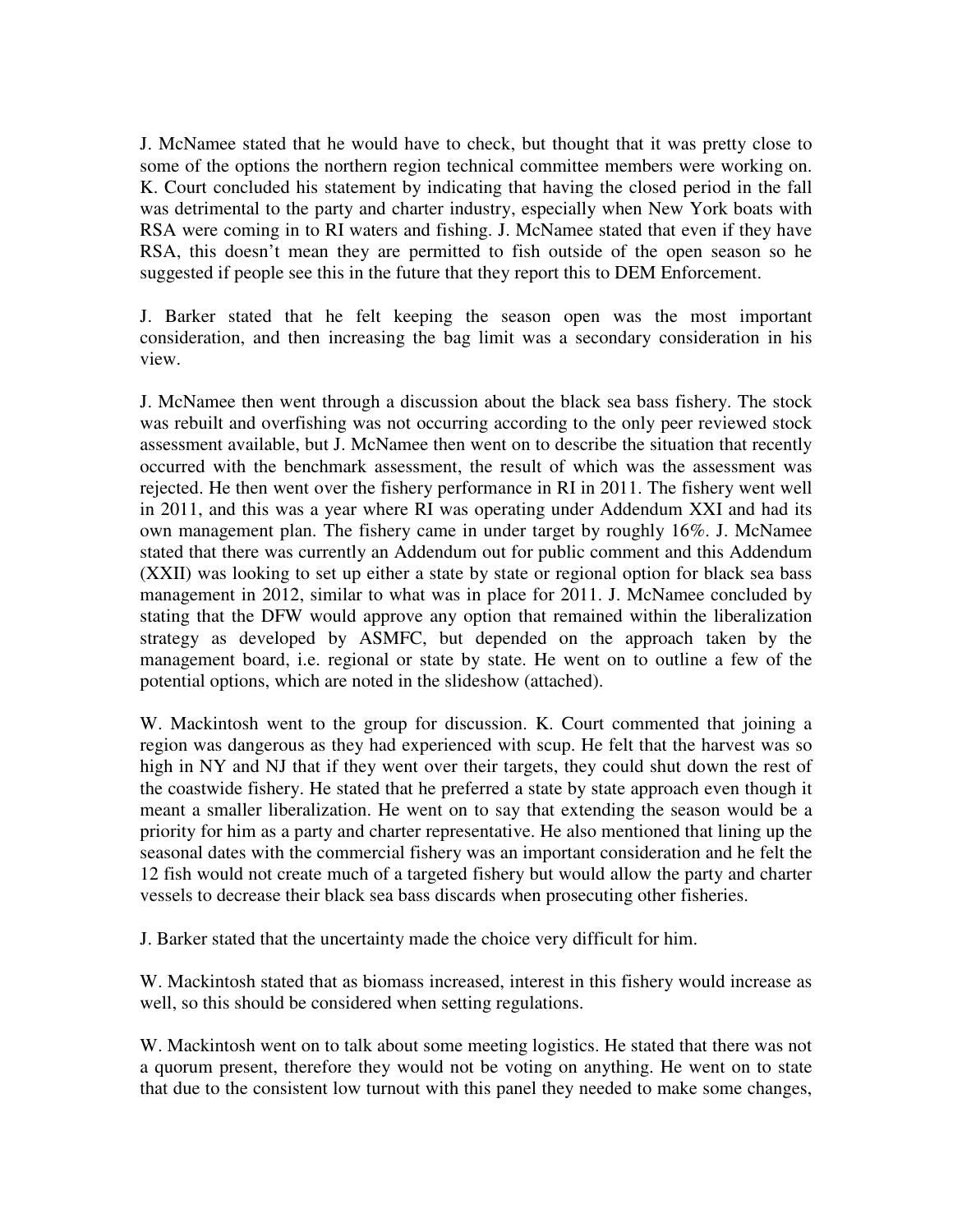J. McNamee stated that he would have to check, but thought that it was pretty close to some of the options the northern region technical committee members were working on. K. Court concluded his statement by indicating that having the closed period in the fall was detrimental to the party and charter industry, especially when New York boats with RSA were coming in to RI waters and fishing. J. McNamee stated that even if they have RSA, this doesn't mean they are permitted to fish outside of the open season so he suggested if people see this in the future that they report this to DEM Enforcement.

J. Barker stated that he felt keeping the season open was the most important consideration, and then increasing the bag limit was a secondary consideration in his view.

J. McNamee then went through a discussion about the black sea bass fishery. The stock was rebuilt and overfishing was not occurring according to the only peer reviewed stock assessment available, but J. McNamee then went on to describe the situation that recently occurred with the benchmark assessment, the result of which was the assessment was rejected. He then went over the fishery performance in RI in 2011. The fishery went well in 2011, and this was a year where RI was operating under Addendum XXI and had its own management plan. The fishery came in under target by roughly 16%. J. McNamee stated that there was currently an Addendum out for public comment and this Addendum (XXII) was looking to set up either a state by state or regional option for black sea bass management in 2012, similar to what was in place for 2011. J. McNamee concluded by stating that the DFW would approve any option that remained within the liberalization strategy as developed by ASMFC, but depended on the approach taken by the management board, i.e. regional or state by state. He went on to outline a few of the potential options, which are noted in the slideshow (attached).

W. Mackintosh went to the group for discussion. K. Court commented that joining a region was dangerous as they had experienced with scup. He felt that the harvest was so high in NY and NJ that if they went over their targets, they could shut down the rest of the coastwide fishery. He stated that he preferred a state by state approach even though it meant a smaller liberalization. He went on to say that extending the season would be a priority for him as a party and charter representative. He also mentioned that lining up the seasonal dates with the commercial fishery was an important consideration and he felt the 12 fish would not create much of a targeted fishery but would allow the party and charter vessels to decrease their black sea bass discards when prosecuting other fisheries.

J. Barker stated that the uncertainty made the choice very difficult for him.

W. Mackintosh stated that as biomass increased, interest in this fishery would increase as well, so this should be considered when setting regulations.

W. Mackintosh went on to talk about some meeting logistics. He stated that there was not a quorum present, therefore they would not be voting on anything. He went on to state that due to the consistent low turnout with this panel they needed to make some changes,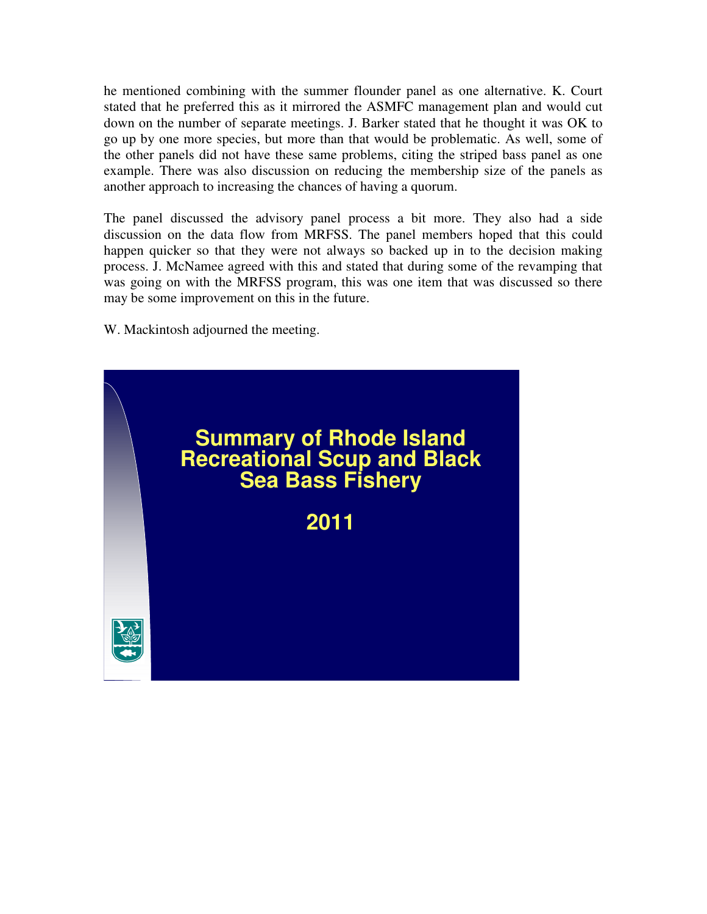he mentioned combining with the summer flounder panel as one alternative. K. Court stated that he preferred this as it mirrored the ASMFC management plan and would cut down on the number of separate meetings. J. Barker stated that he thought it was OK to go up by one more species, but more than that would be problematic. As well, some of the other panels did not have these same problems, citing the striped bass panel as one example. There was also discussion on reducing the membership size of the panels as another approach to increasing the chances of having a quorum.

The panel discussed the advisory panel process a bit more. They also had a side discussion on the data flow from MRFSS. The panel members hoped that this could happen quicker so that they were not always so backed up in to the decision making process. J. McNamee agreed with this and stated that during some of the revamping that was going on with the MRFSS program, this was one item that was discussed so there may be some improvement on this in the future.

W. Mackintosh adjourned the meeting.

# Summary of Rhode Island Recreational Scup and Black Sea Bass Fishery

## 2011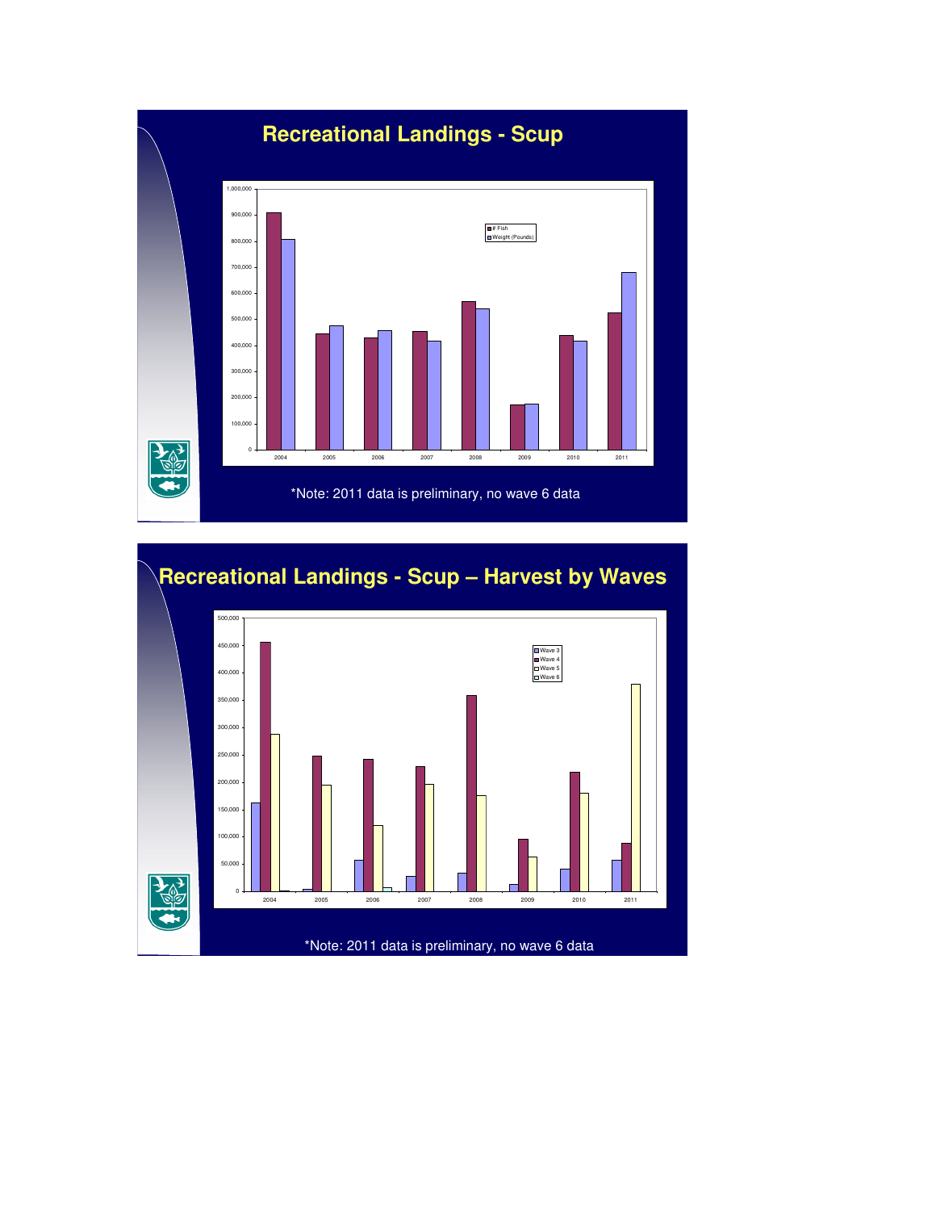# Recreational Landings - Scup

*Note: 2011 data is preliminary, no wave 6 data

# Recreational Landings - Scup – Harvest by Waves

*Note: 2011 data is preliminary, no wave 6 data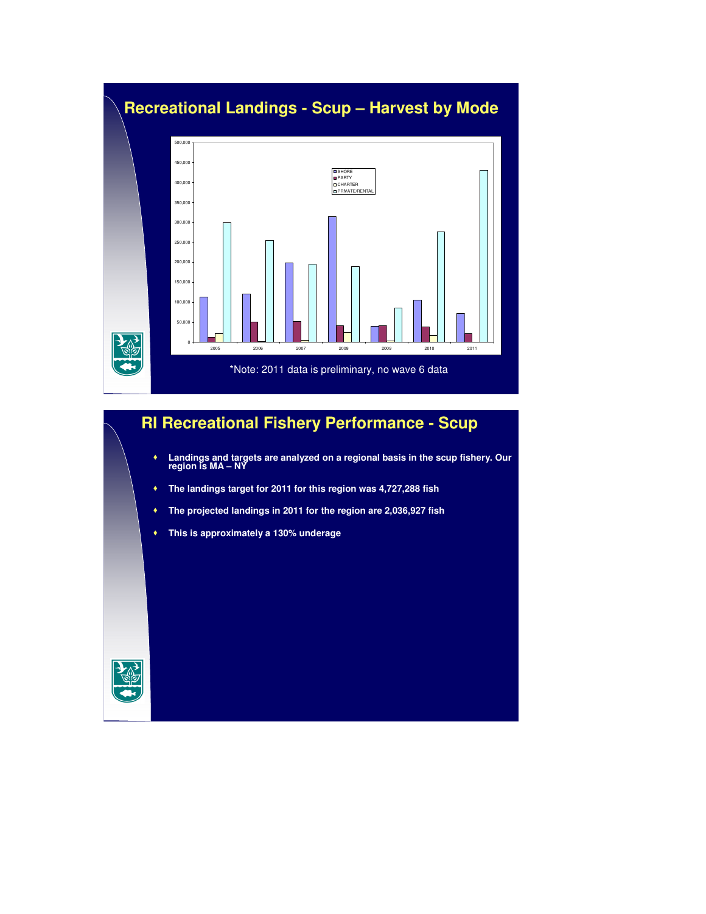# Recreational Landings - Scup – Harvest by Mode

*Note: 2011 data is preliminary, no wave 6 data

# RI Recreational Fishery Performance - Scup

- Landings and targets are analyzed on a regional basis in the scup fishery. Our region is MA – NY
- The landings target for 2011 for this region was 4,727,288 fish
- The projected landings in 2011 for the region are 2,036,927 fish
- This is approximately a 130% underage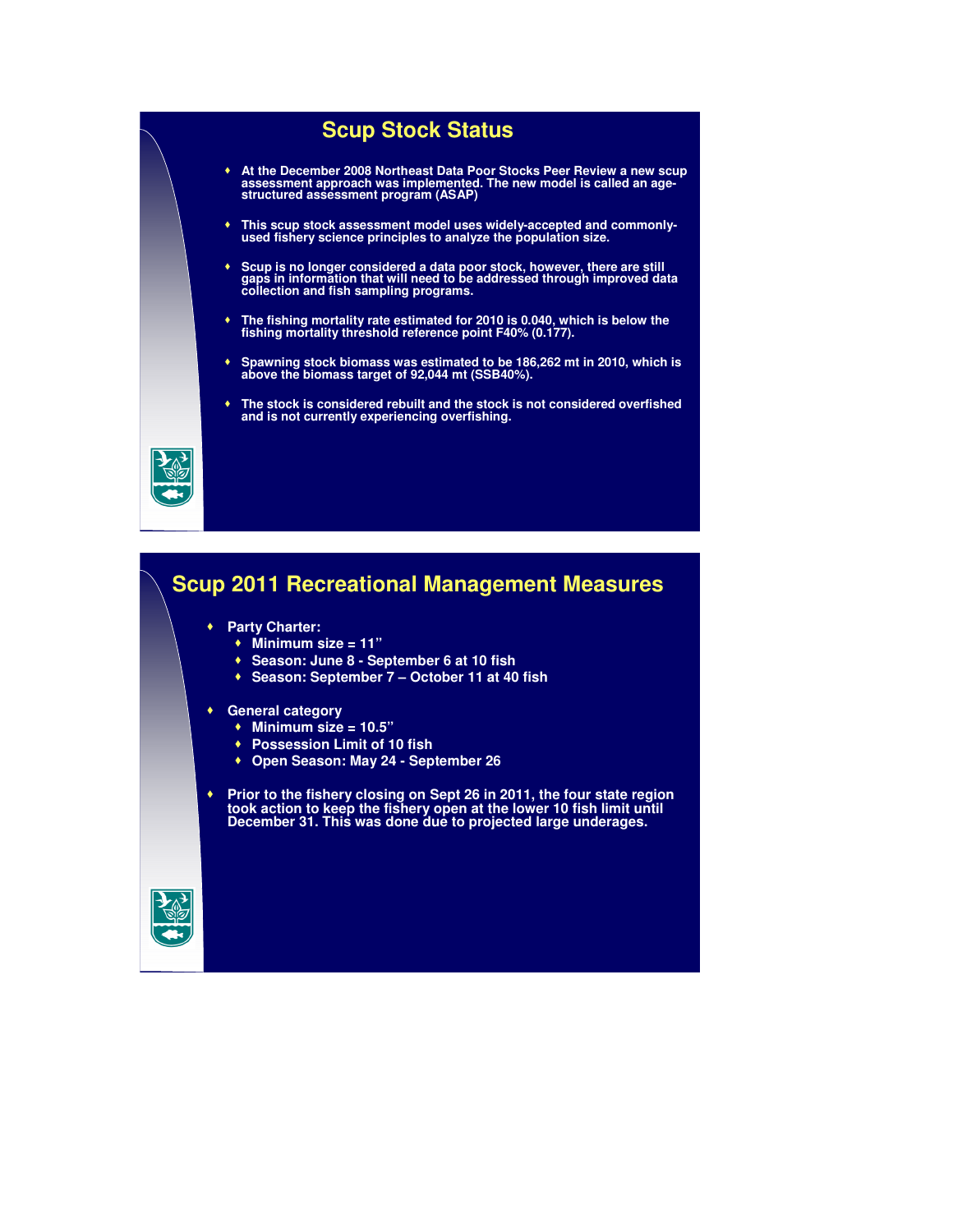## Scup Stock Status

- At the December 2008 Northeast Data Poor Stocks Peer Review a new scup assessment approach was implemented. The new model is called an age-structured assessment program (ASAP)
- This scup stock assessment model uses widely-accepted and commonly-used fishery science principles to analyze the population size.
- Scup is no longer considered a data poor stock, however, there are still gaps in information that will need to be addressed through improved data collection and fish sampling programs.
- The fishing mortality rate estimated for 2010 is 0.040, which is below the fishing mortality threshold reference point F40% (0.177).
- Spawning stock biomass was estimated to be 186,262 mt in 2010, which is above the biomass target of 92,044 mt (SSB40%).
- The stock is considered rebuilt and the stock is not considered overfished and is not currently experiencing overfishing.

## Scup 2011 Recreational Management Measures

- Party Charter:
  - Minimum size = 11"
  - Season: June 8 - September 6 at 10 fish
  - Season: September 7 – October 11 at 40 fish
- General category
  - Minimum size = 10.5"
  - Possession Limit of 10 fish
  - Open Season: May 24 - September 26
- Prior to the fishery closing on Sept 26 in 2011, the four state region took action to keep the fishery open at the lower 10 fish limit until December 31. This was done due to projected large underages.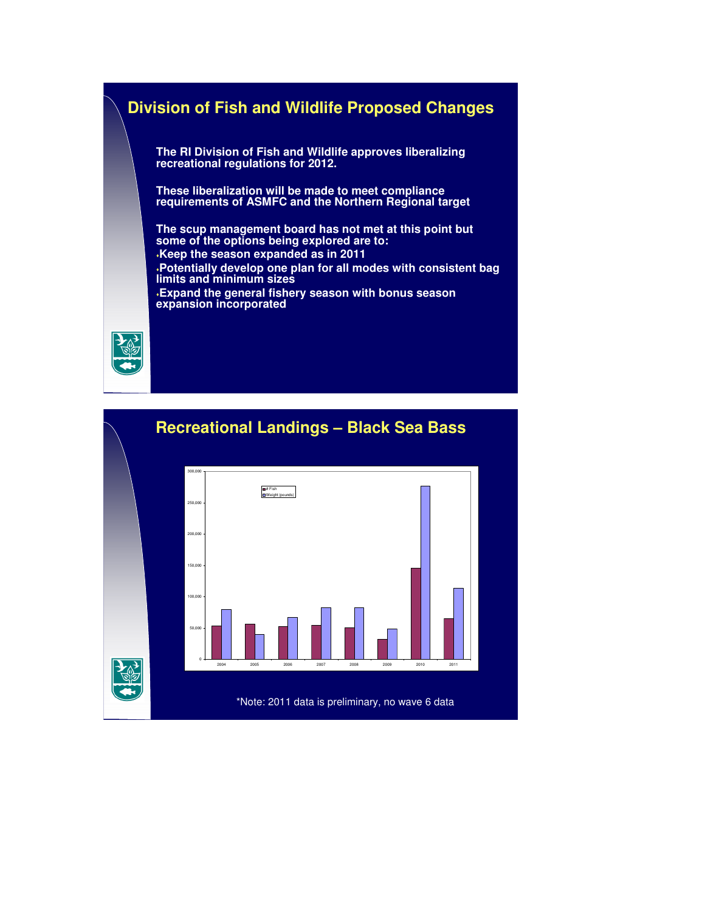## Division of Fish and Wildlife Proposed Changes

The RI Division of Fish and Wildlife approves liberalizing recreational regulations for 2012.

These liberalization will be made to meet compliance requirements of ASMFC and the Northern Regional target

The scup management board has not met at this point but some of the options being explored are to:

- Keep the season expanded as in 2011
- Potentially develop one plan for all modes with consistent bag limits and minimum sizes
- Expand the general fishery season with bonus season expansion incorporated

## Recreational Landings – Black Sea Bass

*Note: 2011 data is preliminary, no wave 6 data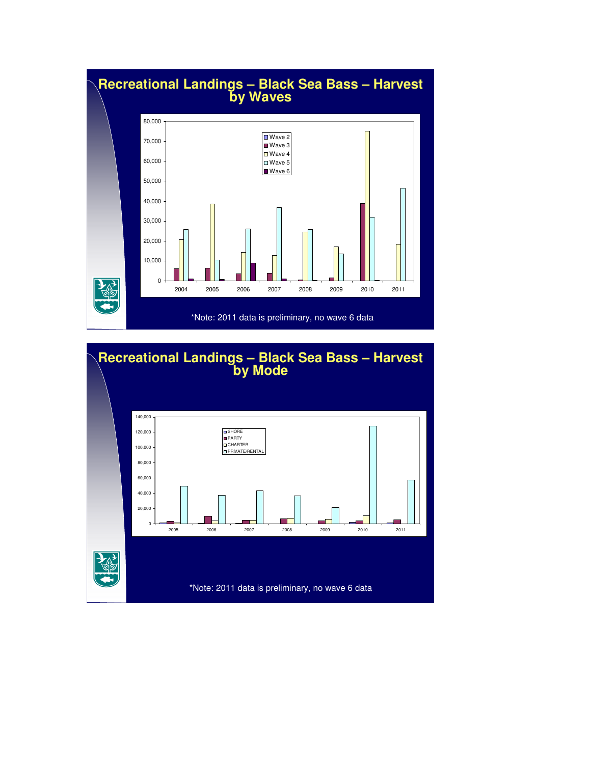# Recreational Landings – Black Sea Bass – Harvest by Waves

80,000
70,000
60,000
50,000
40,000
30,000
20,000
10,000
0

2004 2005 2006 2007 2008 2009 2010 2011

Wave 2
Wave 3
Wave 4
Wave 5
Wave 6

*Note: 2011 data is preliminary, no wave 6 data

# Recreational Landings – Black Sea Bass – Harvest by Mode

140,000
120,000
100,000
80,000
60,000
40,000
20,000
0

2005 2006 2007 2008 2009 2010 2011

SHORE
PARTY
CHARTER
PRIVATE/RENTAL

*Note: 2011 data is preliminary, no wave 6 data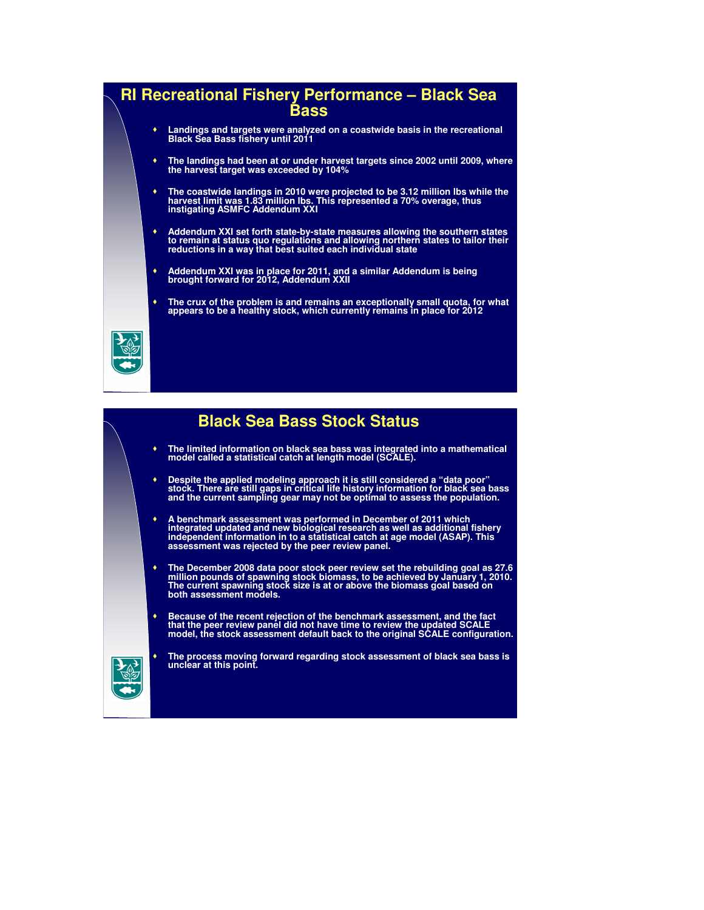## RI Recreational Fishery Performance – Black Sea Bass

- Landings and targets were analyzed on a coastwide basis in the recreational Black Sea Bass fishery until 2011
- The landings had been at or under harvest targets since 2002 until 2009, where the harvest target was exceeded by 104%
- The coastwide landings in 2010 were projected to be 3.12 million lbs while the harvest limit was 1.83 million lbs. This represented a 70% overage, thus instigating ASMFC Addendum XXI
- Addendum XXI set forth state-by-state measures allowing the southern states to remain at status quo regulations and allowing northern states to tailor their reductions in a way that best suited each individual state
- Addendum XXI was in place for 2011, and a similar Addendum is being brought forward for 2012, Addendum XXII
- The crux of the problem is and remains an exceptionally small quota, for what appears to be a healthy stock, which currently remains in place for 2012

## Black Sea Bass Stock Status

- The limited information on black sea bass was integrated into a mathematical model called a statistical catch at length model (SCALE).
- Despite the applied modeling approach it is still considered a "data poor" stock. There are still gaps in critical life history information for black sea bass and the current sampling gear may not be optimal to assess the population.
- A benchmark assessment was performed in December of 2011 which integrated updated and new biological research as well as additional fishery independent information in to a statistical catch at age model (ASAP). This assessment was rejected by the peer review panel.
- The December 2008 data poor stock peer review set the rebuilding goal as 27.6 million pounds of spawning stock biomass, to be achieved by January 1, 2010. The current spawning stock size is at or above the biomass goal based on both assessment models.
- Because of the recent rejection of the benchmark assessment, and the fact that the peer review panel did not have time to review the updated SCALE model, the stock assessment default back to the original SCALE configuration.
- The process moving forward regarding stock assessment of black sea bass is unclear at this point.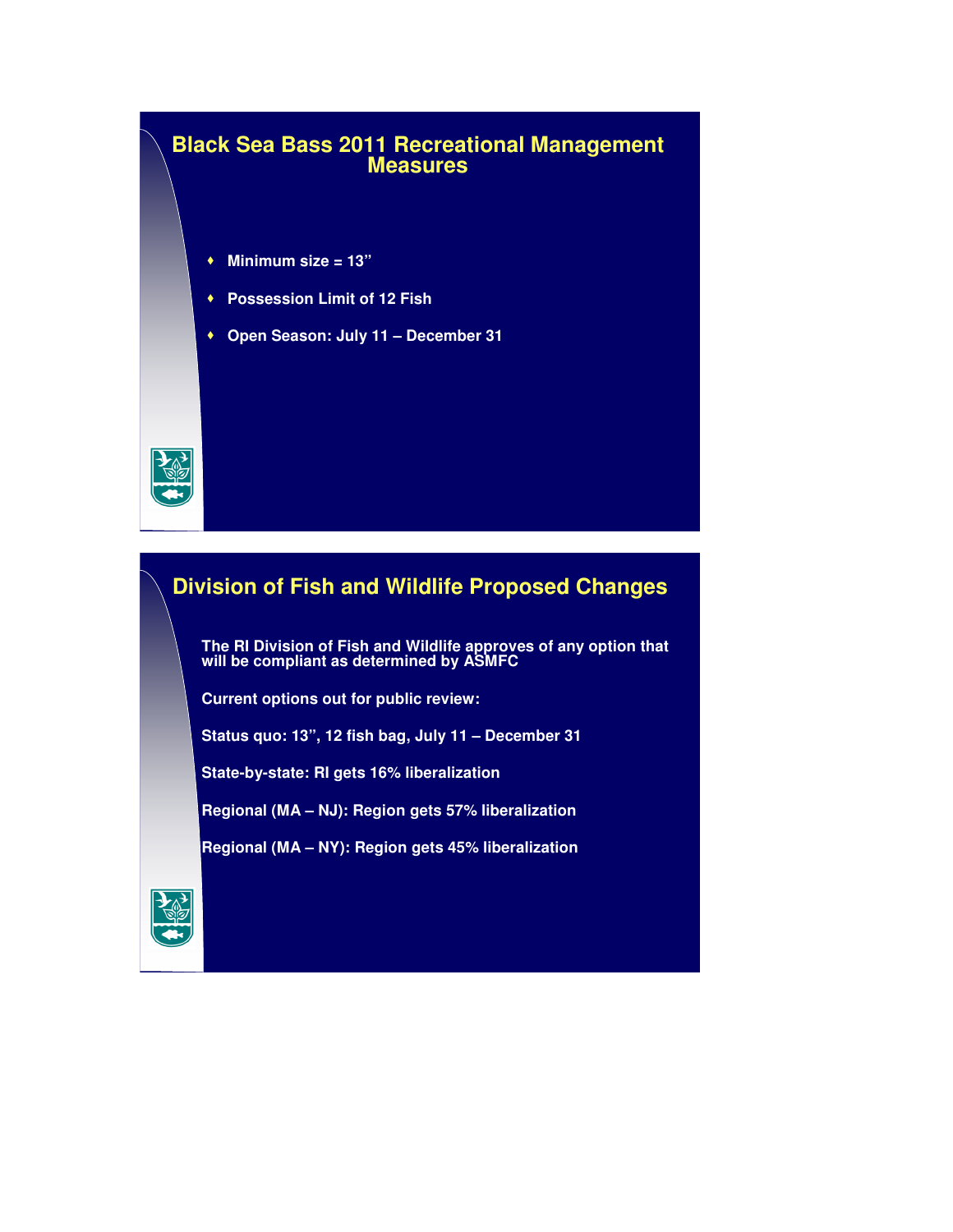## Black Sea Bass 2011 Recreational Management Measures

- Minimum size = 13”
- Possession Limit of 12 Fish
- Open Season: July 11 – December 31

## Division of Fish and Wildlife Proposed Changes

The RI Division of Fish and Wildlife approves of any option that will be compliant as determined by ASMFC

Current options out for public review:

Status quo: 13”, 12 fish bag, July 11 – December 31

State-by-state: RI gets 16% liberalization

Regional (MA – NJ): Region gets 57% liberalization

Regional (MA – NY): Region gets 45% liberalization